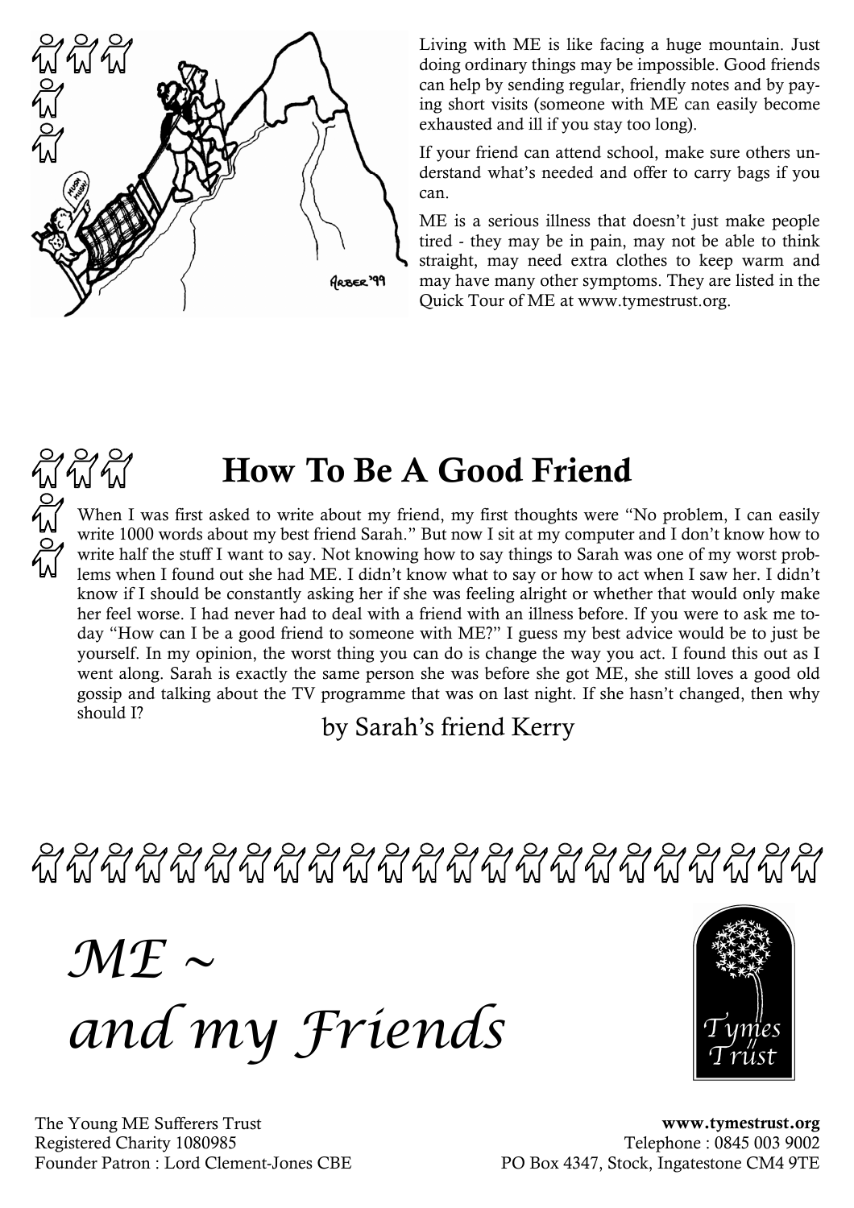Living with ME is like facing a huge mountain. Just doing ordinary things may be impossible. Good friends can help by sending regular, friendly notes and by paying short visits (someone with ME can easily become exhausted and ill if you stay too long).

If your friend can attend school, make sure others understand what's needed and offer to carry bags if you can.

ME is a serious illness that doesn't just make people tired - they may be in pain, may not be able to think straight, may need extra clothes to keep warm and may have many other symptoms. They are listed in the Quick Tour of ME at www.tymestrust.org.

## How To Be A Good Friend

When I was first asked to write about my friend, my first thoughts were "No problem, I can easily write 1000 words about my best friend Sarah." But now I sit at my computer and I don't know how to write half the stuff I want to say. Not knowing how to say things to Sarah was one of my worst problems when I found out she had ME. I didn't know what to say or how to act when I saw her. I didn't know if I should be constantly asking her if she was feeling alright or whether that would only make her feel worse. I had never had to deal with a friend with an illness before. If you were to ask me today "How can I be a good friend to someone with ME?" I guess my best advice would be to just be yourself. In my opinion, the worst thing you can do is change the way you act. I found this out as I went along. Sarah is exactly the same person she was before she got ME, she still loves a good old gossip and talking about the TV programme that was on last night. If she hasn't changed, then why should I?

by Sarah's friend Kerry

# *ME ~ and my Friends*

Tymes Trust

The Young ME Sufferers Trust
Registered Charity 1080985
Founder Patron : Lord Clement-Jones CBE

**www.tymestrust.org**
Telephone : 0845 003 9002
PO Box 4347, Stock, Ingatestone CM4 9TE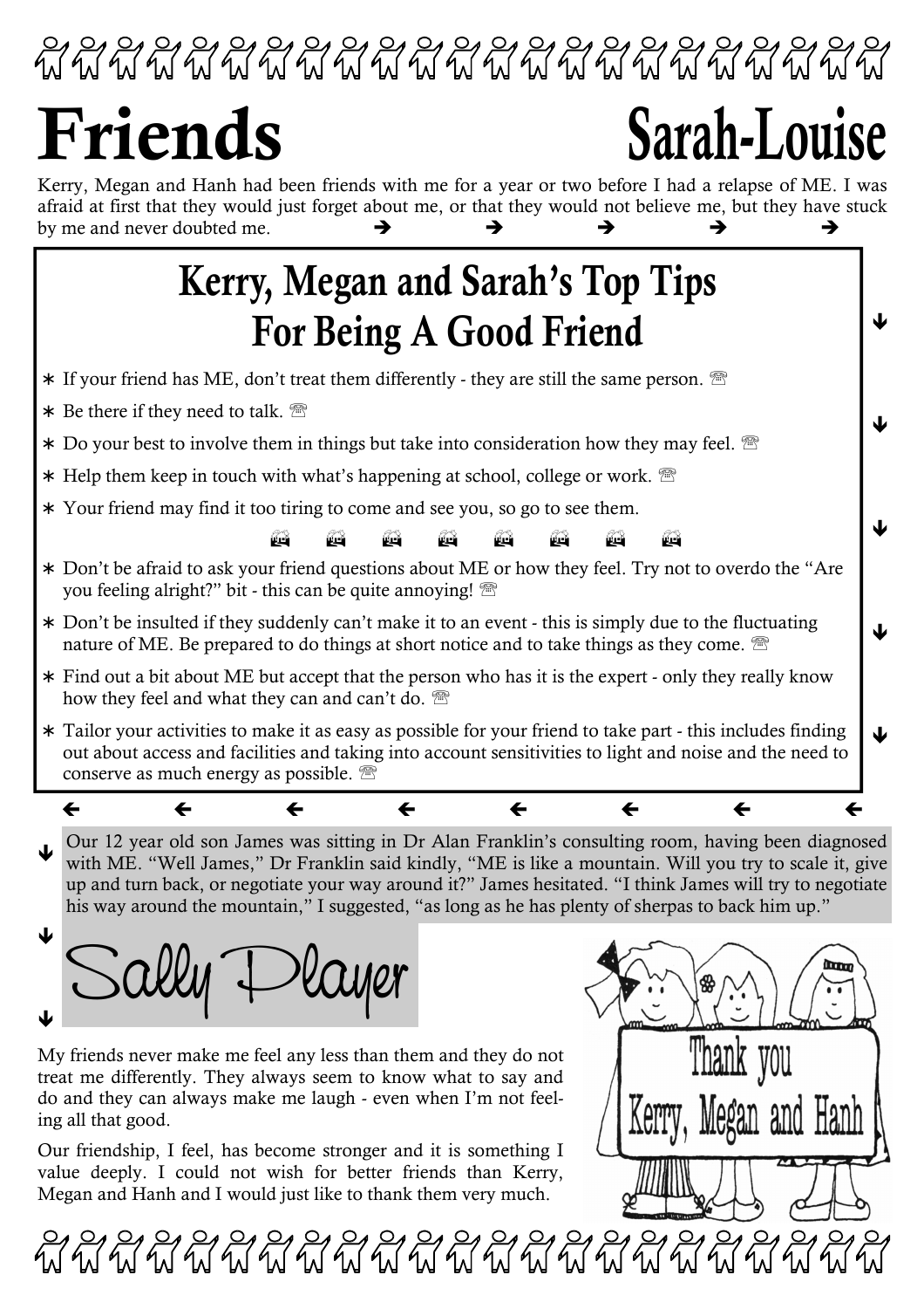# Friends

## Sarah-Louise

Kerry, Megan and Hanh had been friends with me for a year or two before I had a relapse of ME. I was afraid at first that they would just forget about me, or that they would not believe me, but they have stuck by me and never doubted me.

## Kerry, Megan and Sarah's Top Tips For Being A Good Friend

* If your friend has ME, don't treat them differently - they are still the same person.
* Be there if they need to talk.
* Do your best to involve them in things but take into consideration how they may feel.
* Help them keep in touch with what's happening at school, college or work.
* Your friend may find it too tiring to come and see you, so go to see them.
* Don't be afraid to ask your friend questions about ME or how they feel. Try not to overdo the "Are you feeling alright?" bit - this can be quite annoying!
* Don't be insulted if they suddenly can't make it to an event - this is simply due to the fluctuating nature of ME. Be prepared to do things at short notice and to take things as they come.
* Find out a bit about ME but accept that the person who has it is the expert - only they really know how they feel and what they can and can't do.
* Tailor your activities to make it as easy as possible for your friend to take part - this includes finding out about access and facilities and taking into account sensitivities to light and noise and the need to conserve as much energy as possible.

My friends never make me feel any less than them and they do not treat me differently. They always seem to know what to say and do and they can always make me laugh - even when I'm not feeling all that good.

Our friendship, I feel, has become stronger and it is something I value deeply. I could not wish for better friends than Kerry, Megan and Hanh and I would just like to thank them very much.

Thank you Kerry, Megan and Hanh

---

Our 12 year old son James was sitting in Dr Alan Franklin's consulting room, having been diagnosed with ME. "Well James," Dr Franklin said kindly, "ME is like a mountain. Will you try to scale it, give up and turn back, or negotiate your way around it?" James hesitated. "I think James will try to negotiate his way around the mountain," I suggested, "as long as he has plenty of sherpas to back him up."

Sally Player